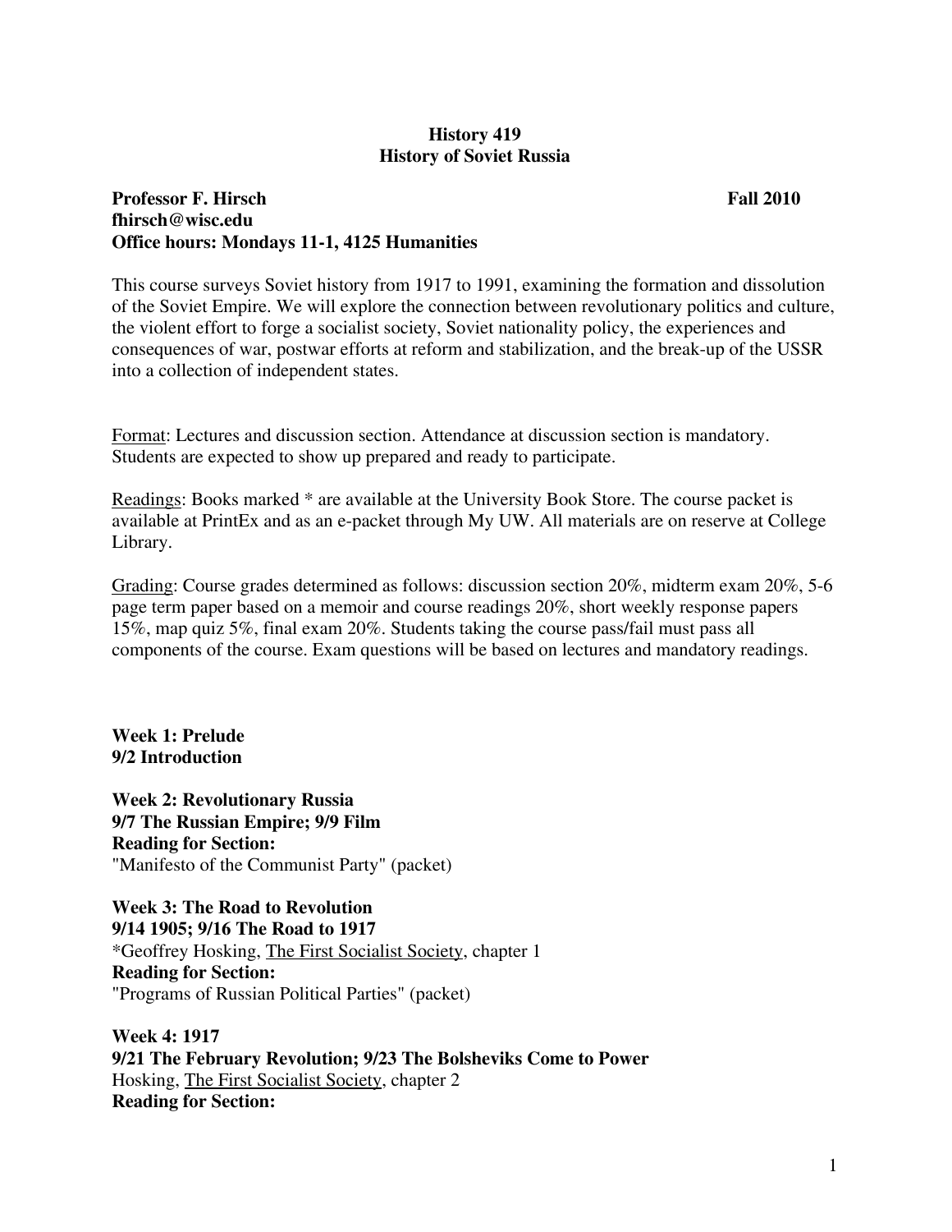# History 419
# History of Soviet Russia

**Professor F. Hirsch** **Fall 2010**
**fhirsch@wisc.edu**
**Office hours: Mondays 11-1, 4125 Humanities**

This course surveys Soviet history from 1917 to 1991, examining the formation and dissolution of the Soviet Empire. We will explore the connection between revolutionary politics and culture, the violent effort to forge a socialist society, Soviet nationality policy, the experiences and consequences of war, postwar efforts at reform and stabilization, and the break-up of the USSR into a collection of independent states.

Format: Lectures and discussion section. Attendance at discussion section is mandatory. Students are expected to show up prepared and ready to participate.

Readings: Books marked * are available at the University Book Store. The course packet is available at PrintEx and as an e-packet through My UW. All materials are on reserve at College Library.

Grading: Course grades determined as follows: discussion section 20%, midterm exam 20%, 5-6 page term paper based on a memoir and course readings 20%, short weekly response papers 15%, map quiz 5%, final exam 20%. Students taking the course pass/fail must pass all components of the course. Exam questions will be based on lectures and mandatory readings.

**Week 1: Prelude**
**9/2 Introduction**

**Week 2: Revolutionary Russia**
**9/7 The Russian Empire; 9/9 Film**
**Reading for Section:**
"Manifesto of the Communist Party" (packet)

**Week 3: The Road to Revolution**
**9/14 1905; 9/16 The Road to 1917**
*Geoffrey Hosking, The First Socialist Society, chapter 1
**Reading for Section:**
"Programs of Russian Political Parties" (packet)

**Week 4: 1917**
**9/21 The February Revolution; 9/23 The Bolsheviks Come to Power**
Hosking, The First Socialist Society, chapter 2
**Reading for Section:**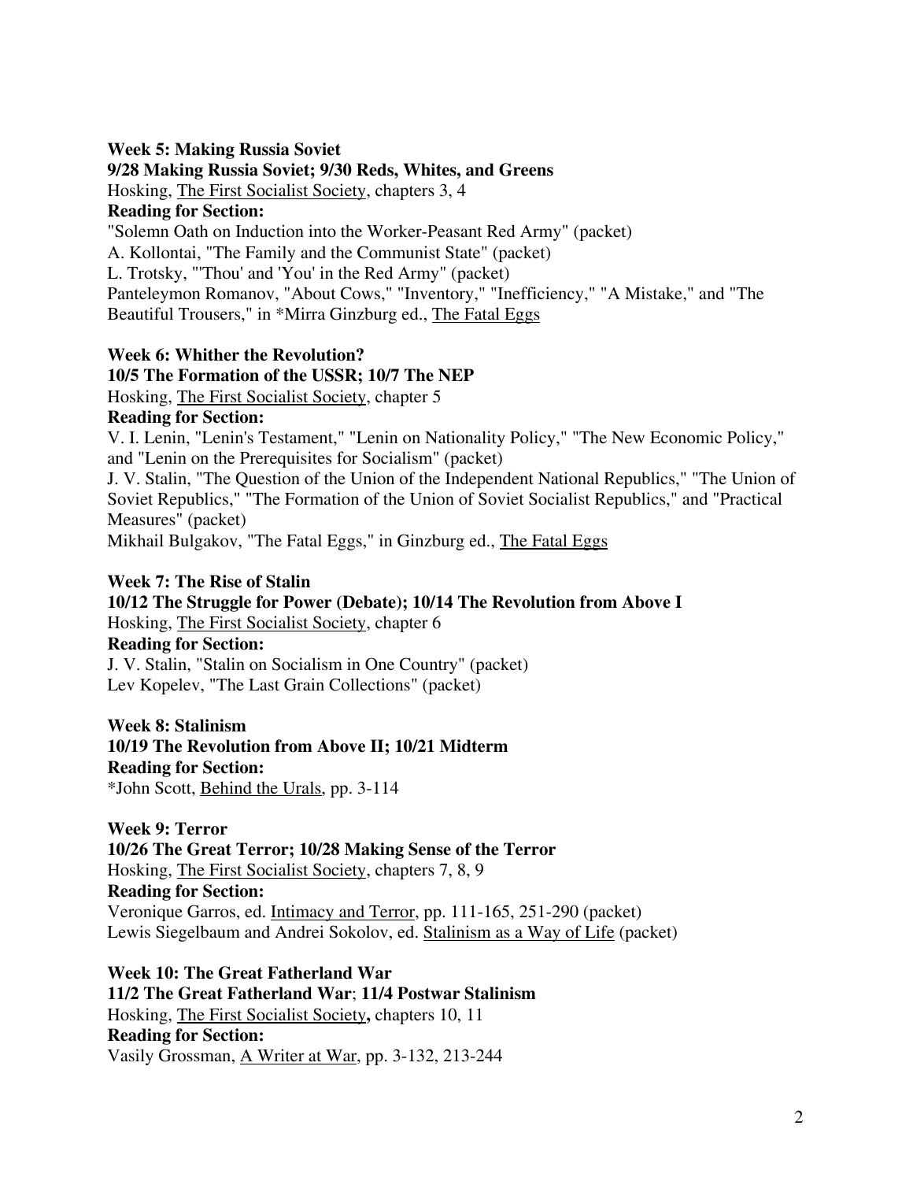**Week 5: Making Russia Soviet**

**9/28 Making Russia Soviet; 9/30 Reds, Whites, and Greens**

Hosking, The First Socialist Society, chapters 3, 4

**Reading for Section:**

"Solemn Oath on Induction into the Worker-Peasant Red Army" (packet)

A. Kollontai, "The Family and the Communist State" (packet)

L. Trotsky, "'Thou' and 'You' in the Red Army" (packet)

Panteleymon Romanov, "About Cows," "Inventory," "Inefficiency," "A Mistake," and "The Beautiful Trousers," in *Mirra Ginzburg ed., The Fatal Eggs

**Week 6: Whither the Revolution?**

**10/5 The Formation of the USSR; 10/7 The NEP**

Hosking, The First Socialist Society, chapter 5

**Reading for Section:**

V. I. Lenin, "Lenin's Testament," "Lenin on Nationality Policy," "The New Economic Policy," and "Lenin on the Prerequisites for Socialism" (packet)

J. V. Stalin, "The Question of the Union of the Independent National Republics," "The Union of Soviet Republics," "The Formation of the Union of Soviet Socialist Republics," and "Practical Measures" (packet)

Mikhail Bulgakov, "The Fatal Eggs," in Ginzburg ed., The Fatal Eggs

**Week 7: The Rise of Stalin**

**10/12 The Struggle for Power (Debate); 10/14 The Revolution from Above I**

Hosking, The First Socialist Society, chapter 6

**Reading for Section:**

J. V. Stalin, "Stalin on Socialism in One Country" (packet)

Lev Kopelev, "The Last Grain Collections" (packet)

**Week 8: Stalinism**

**10/19 The Revolution from Above II; 10/21 Midterm**

**Reading for Section:**

*John Scott, Behind the Urals, pp. 3-114

**Week 9: Terror**

**10/26 The Great Terror; 10/28 Making Sense of the Terror**

Hosking, The First Socialist Society, chapters 7, 8, 9

**Reading for Section:**

Veronique Garros, ed. Intimacy and Terror, pp. 111-165, 251-290 (packet)

Lewis Siegelbaum and Andrei Sokolov, ed. Stalinism as a Way of Life (packet)

**Week 10: The Great Fatherland War**

**11/2 The Great Fatherland War**; **11/4 Postwar Stalinism**

Hosking, The First Socialist Society**,** chapters 10, 11

**Reading for Section:**

Vasily Grossman, A Writer at War, pp. 3-132, 213-244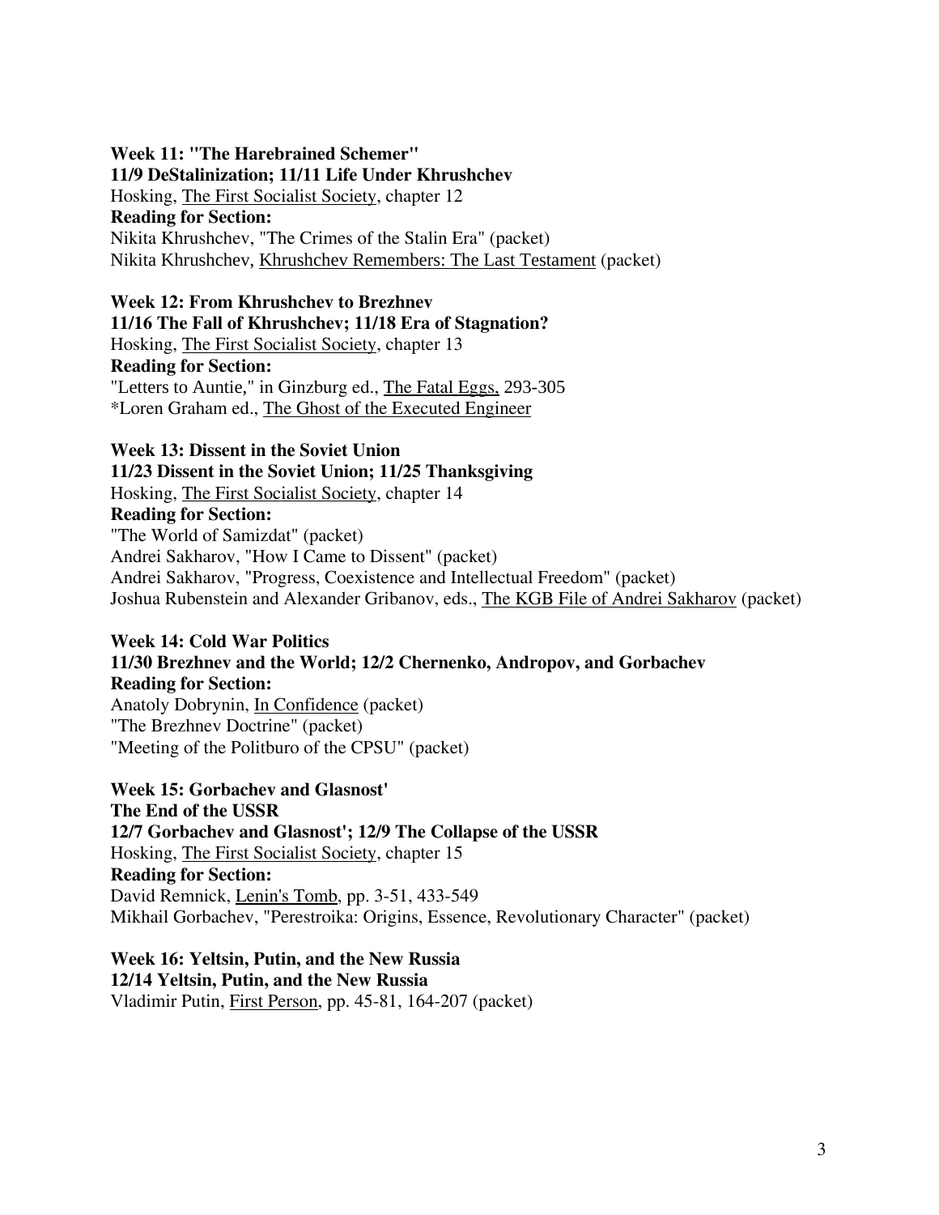**Week 11: "The Harebrained Schemer"**
**11/9 DeStalinization; 11/11 Life Under Khrushchev**
Hosking, The First Socialist Society, chapter 12
**Reading for Section:**
Nikita Khrushchev, "The Crimes of the Stalin Era" (packet)
Nikita Khrushchev, Khrushchev Remembers: The Last Testament (packet)

**Week 12: From Khrushchev to Brezhnev**
**11/16 The Fall of Khrushchev; 11/18 Era of Stagnation?**
Hosking, The First Socialist Society, chapter 13
**Reading for Section:**
"Letters to Auntie," in Ginzburg ed., The Fatal Eggs, 293-305
*Loren Graham ed., The Ghost of the Executed Engineer

**Week 13: Dissent in the Soviet Union**
**11/23 Dissent in the Soviet Union; 11/25 Thanksgiving**
Hosking, The First Socialist Society, chapter 14
**Reading for Section:**
"The World of Samizdat" (packet)
Andrei Sakharov, "How I Came to Dissent" (packet)
Andrei Sakharov, "Progress, Coexistence and Intellectual Freedom" (packet)
Joshua Rubenstein and Alexander Gribanov, eds., The KGB File of Andrei Sakharov (packet)

**Week 14: Cold War Politics**
**11/30 Brezhnev and the World; 12/2 Chernenko, Andropov, and Gorbachev**
**Reading for Section:**
Anatoly Dobrynin, In Confidence (packet)
"The Brezhnev Doctrine" (packet)
"Meeting of the Politburo of the CPSU" (packet)

**Week 15: Gorbachev and Glasnost'**
**The End of the USSR**
**12/7 Gorbachev and Glasnost'; 12/9 The Collapse of the USSR**
Hosking, The First Socialist Society, chapter 15
**Reading for Section:**
David Remnick, Lenin's Tomb, pp. 3-51, 433-549
Mikhail Gorbachev, "Perestroika: Origins, Essence, Revolutionary Character" (packet)

**Week 16: Yeltsin, Putin, and the New Russia**
**12/14 Yeltsin, Putin, and the New Russia**
Vladimir Putin, First Person, pp. 45-81, 164-207 (packet)